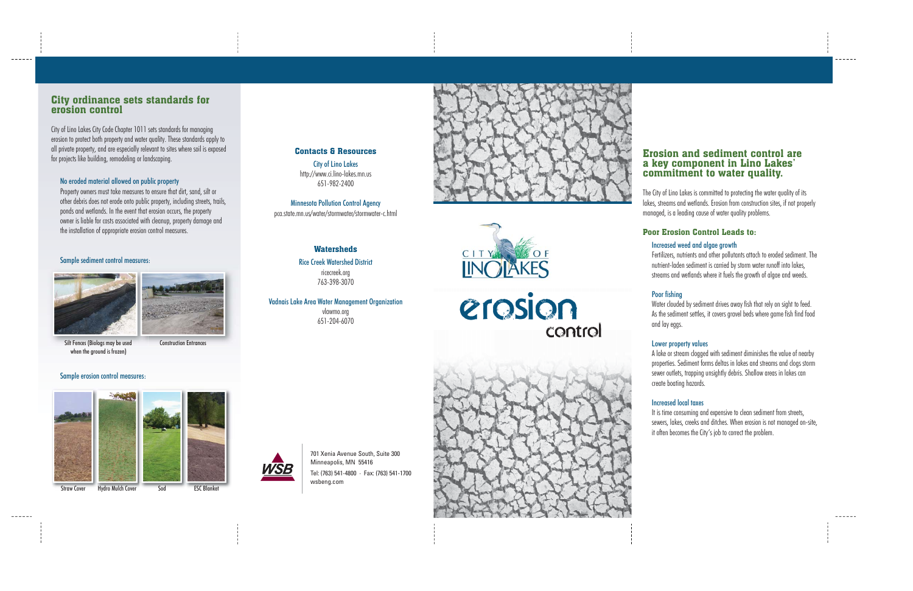## City ordinance sets standards for erosion control

City of Lino Lakes City Code Chapter 1011 sets standards for managing erosion to protect both property and water quality. These standards apply to all private property, and are especially relevant to sites where soil is exposed for projects like building, remodeling or landscaping.

### No eroded material allowed on public property

Property owners must take measures to ensure that dirt, sand, silt or other debris does not erode onto public property, including streets, trails, ponds and wetlands. In the event that erosion occurs, the property owner is liable for costs associated with cleanup, property damage and the installation of appropriate erosion control measures.

### Sample sediment control measures:

Silt Fences (Biologs may be used when the ground is frozen)

Construction Entrances

### Sample erosion control measures:

Straw Cover

Hydro Mulch Cover

Sod

ESC Blanket

## Contacts & Resources

City of Lino Lakes
http://www.ci.lino-lakes.mn.us
651-982-2400

Minnesota Pollution Control Agency
pca.state.mn.us/water/stormwater/stormwater-c.html

## Watersheds

Rice Creek Watershed District
ricecreek.org
763-398-3070

Vadnais Lake Area Water Management Organization
vlawmo.org
651-204-6070

WSB

701 Xenia Avenue South, Suite 300
Minneapolis, MN 55416
Tel: (763) 541-4800 · Fax: (763) 541-1700
wsbeng.com

CITY OF LINO LAKES

# erosion control

## Erosion and sediment control are a key component in Lino Lakes' commitment to water quality.

The City of Lino Lakes is committed to protecting the water quality of its lakes, streams and wetlands. Erosion from construction sites, if not properly managed, is a leading cause of water quality problems.

### Poor Erosion Control Leads to:

**Increased weed and algae growth**

Fertilizers, nutrients and other pollutants attach to eroded sediment. The nutrient-laden sediment is carried by storm water runoff into lakes, streams and wetlands where it fuels the growth of algae and weeds.

**Poor fishing**

Water clouded by sediment drives away fish that rely on sight to feed. As the sediment settles, it covers gravel beds where game fish find food and lay eggs.

**Lower property values**

A lake or stream clogged with sediment diminishes the value of nearby properties. Sediment forms deltas in lakes and streams and clogs storm sewer outlets, trapping unsightly debris. Shallow areas in lakes can create boating hazards.

**Increased local taxes**

It is time consuming and expensive to clean sediment from streets, sewers, lakes, creeks and ditches. When erosion is not managed on-site, it often becomes the City's job to correct the problem.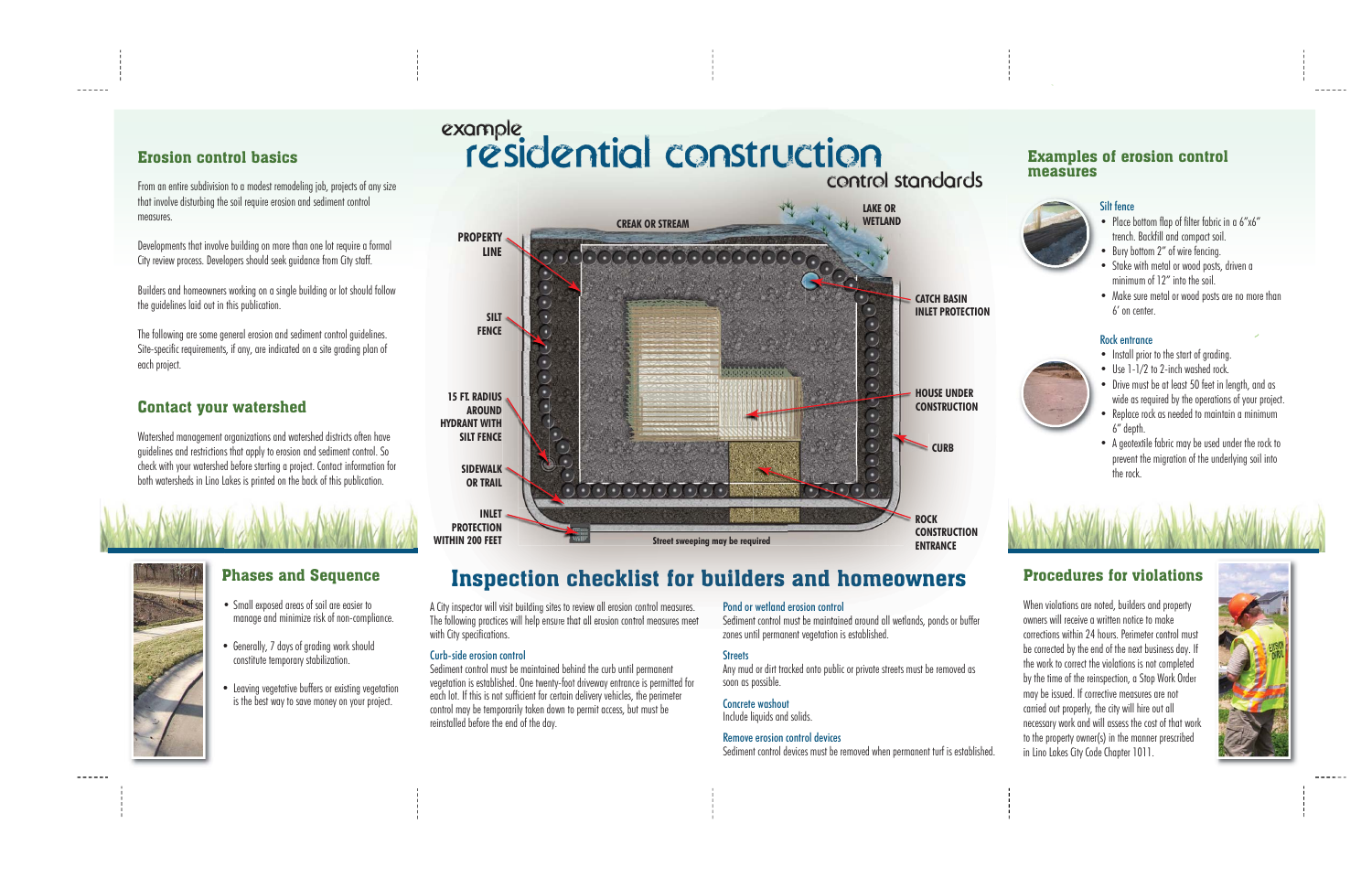## Erosion control basics

From an entire subdivision to a modest remodeling job, projects of any size that involve disturbing the soil require erosion and sediment control measures.

Developments that involve building on more than one lot require a formal City review process. Developers should seek guidance from City staff.

Builders and homeowners working on a single building or lot should follow the guidelines laid out in this publication.

The following are some general erosion and sediment control guidelines. Site-specific requirements, if any, are indicated on a site grading plan of each project.

## Contact your watershed

Watershed management organizations and watershed districts often have guidelines and restrictions that apply to erosion and sediment control. So check with your watershed before starting a project. Contact information for both watersheds in Lino Lakes is printed on the back of this publication.

# example residential construction control standards

PROPERTY LINE

CREAK OR STREAM

LAKE OR WETLAND

SILT FENCE

CATCH BASIN INLET PROTECTION

15 FT. RADIUS AROUND HYDRANT WITH SILT FENCE

HOUSE UNDER CONSTRUCTION

CURB

SIDEWALK OR TRAIL

INLET PROTECTION WITHIN 200 FEET

Street sweeping may be required

ROCK CONSTRUCTION ENTRANCE

## Examples of erosion control measures

### Silt fence

- Place bottom flap of filter fabric in a 6"x6" trench. Backfill and compact soil.
- Bury bottom 2" of wire fencing.
- Stake with metal or wood posts, driven a minimum of 12" into the soil.
- Make sure metal or wood posts are no more than 6' on center.

### Rock entrance

- Install prior to the start of grading.
- Use 1-1/2 to 2-inch washed rock.
- Drive must be at least 50 feet in length, and as wide as required by the operations of your project.
- Replace rock as needed to maintain a minimum 6" depth.
- A geotextile fabric may be used under the rock to prevent the migration of the underlying soil into the rock.

## Phases and Sequence

- Small exposed areas of soil are easier to manage and minimize risk of non-compliance.
- Generally, 7 days of grading work should constitute temporary stabilization.
- Leaving vegetative buffers or existing vegetation is the best way to save money on your project.

## Inspection checklist for builders and homeowners

A City inspector will visit building sites to review all erosion control measures. The following practices will help ensure that all erosion control measures meet with City specifications.

### Curb-side erosion control

Sediment control must be maintained behind the curb until permanent vegetation is established. One twenty-foot driveway entrance is permitted for each lot. If this is not sufficient for certain delivery vehicles, the perimeter control may be temporarily taken down to permit access, but must be reinstalled before the end of the day.

### Pond or wetland erosion control

Sediment control must be maintained around all wetlands, ponds or buffer zones until permanent vegetation is established.

### Streets

Any mud or dirt tracked onto public or private streets must be removed as soon as possible.

### Concrete washout

Include liquids and solids.

### Remove erosion control devices

Sediment control devices must be removed when permanent turf is established.

## Procedures for violations

When violations are noted, builders and property owners will receive a written notice to make corrections within 24 hours. Perimeter control must be corrected by the end of the next business day. If the work to correct the violations is not completed by the time of the reinspection, a Stop Work Order may be issued. If corrective measures are not carried out properly, the city will hire out all necessary work and will assess the cost of that work to the property owner(s) in the manner prescribed in Lino Lakes City Code Chapter 1011.